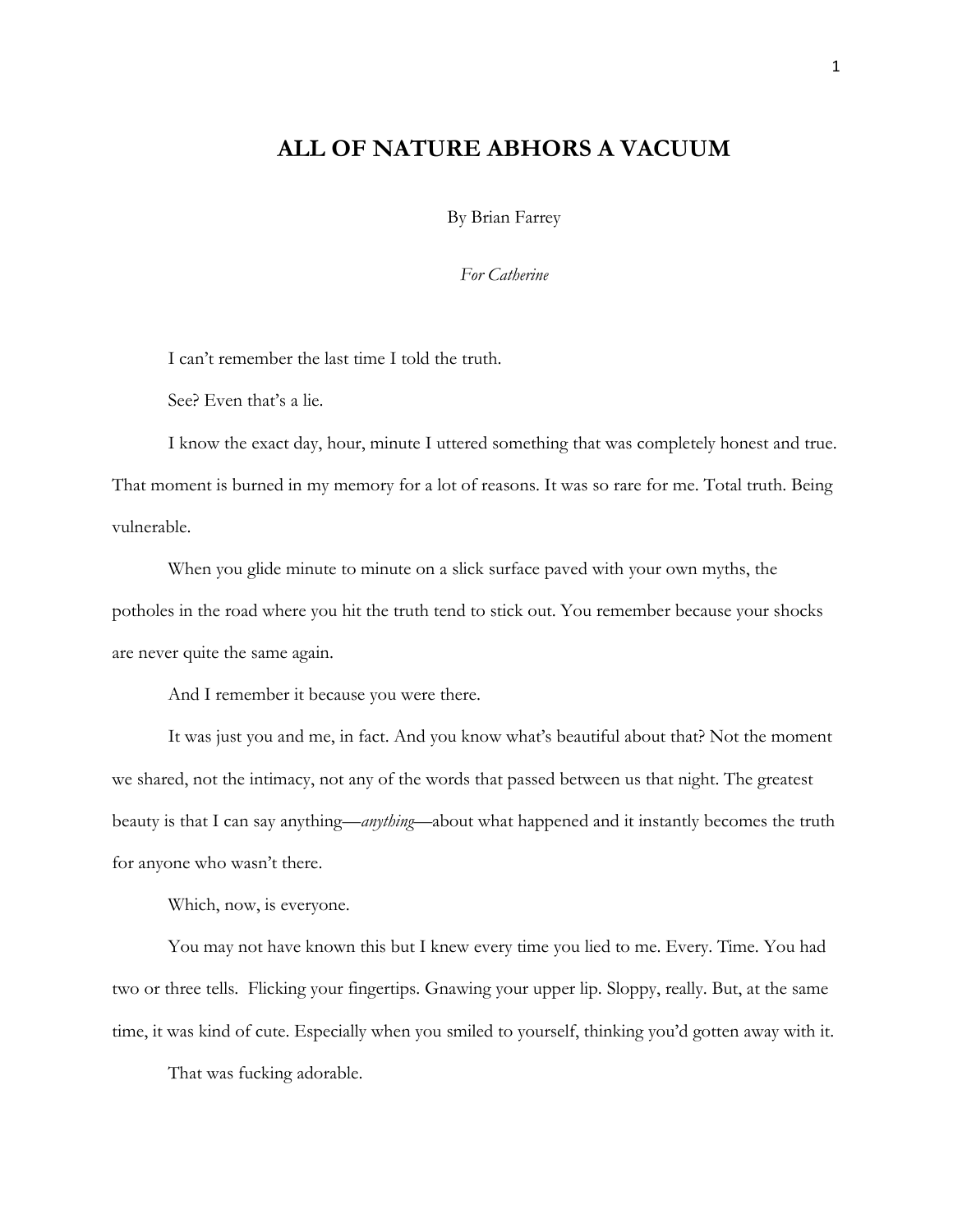# ALL OF NATURE ABHORS A VACUUM

By Brian Farrey

*For Catherine*

I can't remember the last time I told the truth.

See? Even that's a lie.

I know the exact day, hour, minute I uttered something that was completely honest and true. That moment is burned in my memory for a lot of reasons. It was so rare for me. Total truth. Being vulnerable.

When you glide minute to minute on a slick surface paved with your own myths, the potholes in the road where you hit the truth tend to stick out. You remember because your shocks are never quite the same again.

And I remember it because you were there.

It was just you and me, in fact. And you know what's beautiful about that? Not the moment we shared, not the intimacy, not any of the words that passed between us that night. The greatest beauty is that I can say anything—*anything*—about what happened and it instantly becomes the truth for anyone who wasn't there.

Which, now, is everyone.

You may not have known this but I knew every time you lied to me. Every. Time. You had two or three tells. Flicking your fingertips. Gnawing your upper lip. Sloppy, really. But, at the same time, it was kind of cute. Especially when you smiled to yourself, thinking you'd gotten away with it.

That was fucking adorable.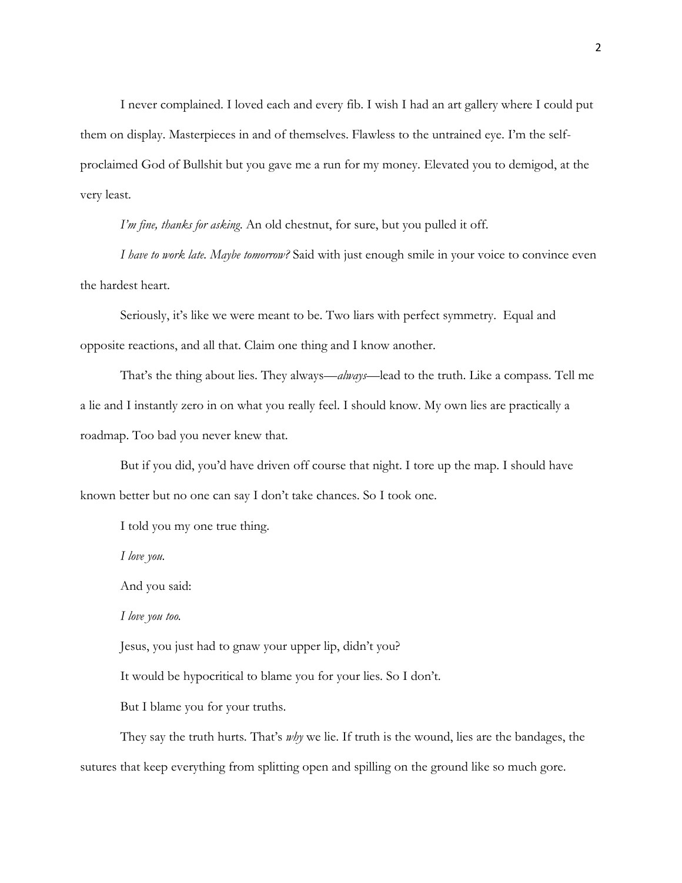I never complained. I loved each and every fib. I wish I had an art gallery where I could put them on display. Masterpieces in and of themselves. Flawless to the untrained eye. I'm the self-proclaimed God of Bullshit but you gave me a run for my money. Elevated you to demigod, at the very least.

*I'm fine, thanks for asking.* An old chestnut, for sure, but you pulled it off.

*I have to work late. Maybe tomorrow?* Said with just enough smile in your voice to convince even the hardest heart.

Seriously, it's like we were meant to be. Two liars with perfect symmetry.  Equal and opposite reactions, and all that. Claim one thing and I know another.

That's the thing about lies. They always—*always*—lead to the truth. Like a compass. Tell me a lie and I instantly zero in on what you really feel. I should know. My own lies are practically a roadmap. Too bad you never knew that.

But if you did, you'd have driven off course that night. I tore up the map. I should have known better but no one can say I don't take chances. So I took one.

I told you my one true thing.

*I love you.*

And you said:

*I love you too.*

Jesus, you just had to gnaw your upper lip, didn't you?

It would be hypocritical to blame you for your lies. So I don't.

But I blame you for your truths.

They say the truth hurts. That's *why* we lie. If truth is the wound, lies are the bandages, the sutures that keep everything from splitting open and spilling on the ground like so much gore.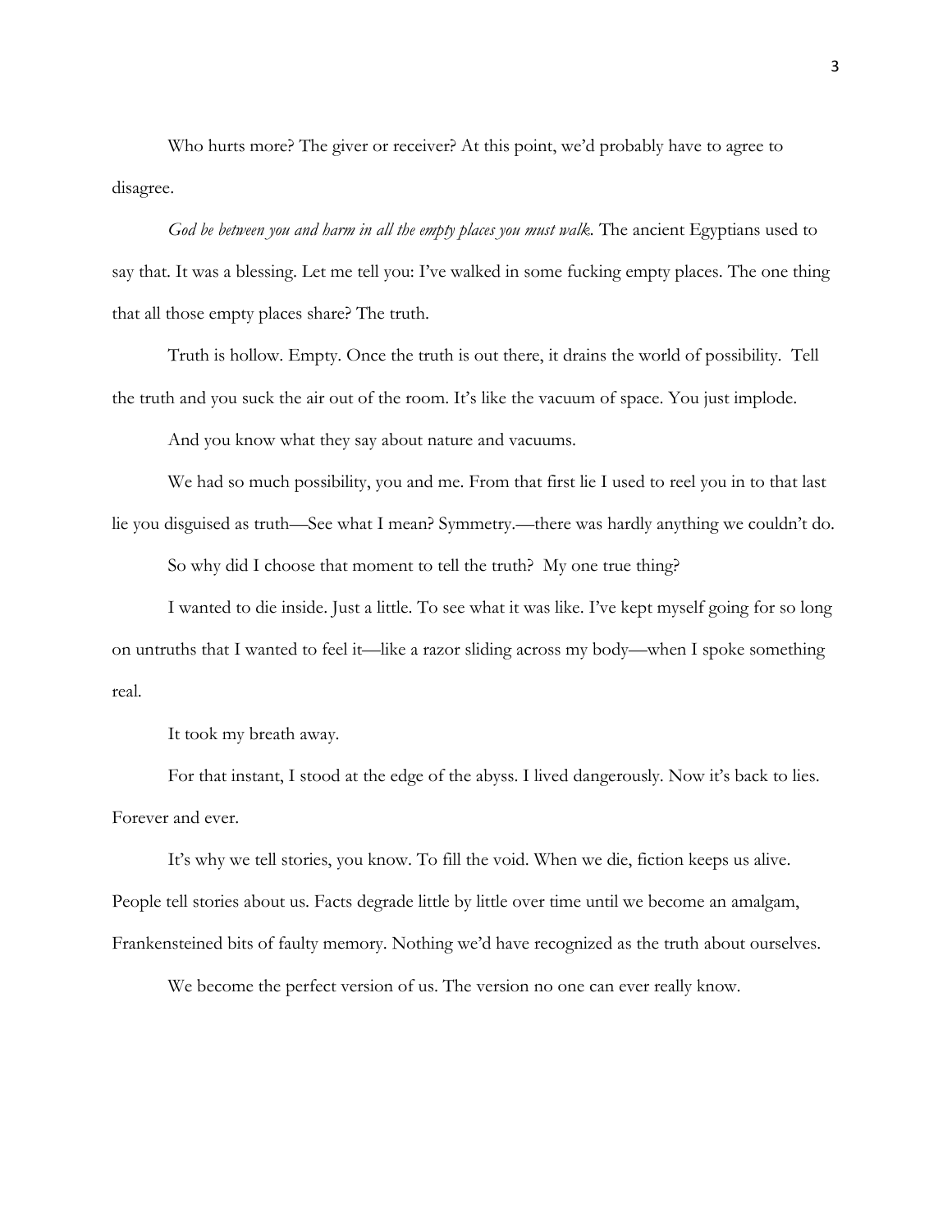Who hurts more? The giver or receiver? At this point, we'd probably have to agree to disagree.

*God be between you and harm in all the empty places you must walk.* The ancient Egyptians used to say that. It was a blessing. Let me tell you: I've walked in some fucking empty places. The one thing that all those empty places share? The truth.

Truth is hollow. Empty. Once the truth is out there, it drains the world of possibility. Tell the truth and you suck the air out of the room. It's like the vacuum of space. You just implode.

And you know what they say about nature and vacuums.

We had so much possibility, you and me. From that first lie I used to reel you in to that last lie you disguised as truth—See what I mean? Symmetry.—there was hardly anything we couldn't do.

So why did I choose that moment to tell the truth? My one true thing?

I wanted to die inside. Just a little. To see what it was like. I've kept myself going for so long on untruths that I wanted to feel it—like a razor sliding across my body—when I spoke something real.

It took my breath away.

For that instant, I stood at the edge of the abyss. I lived dangerously. Now it's back to lies. Forever and ever.

It's why we tell stories, you know. To fill the void. When we die, fiction keeps us alive. People tell stories about us. Facts degrade little by little over time until we become an amalgam, Frankensteined bits of faulty memory. Nothing we'd have recognized as the truth about ourselves.

We become the perfect version of us. The version no one can ever really know.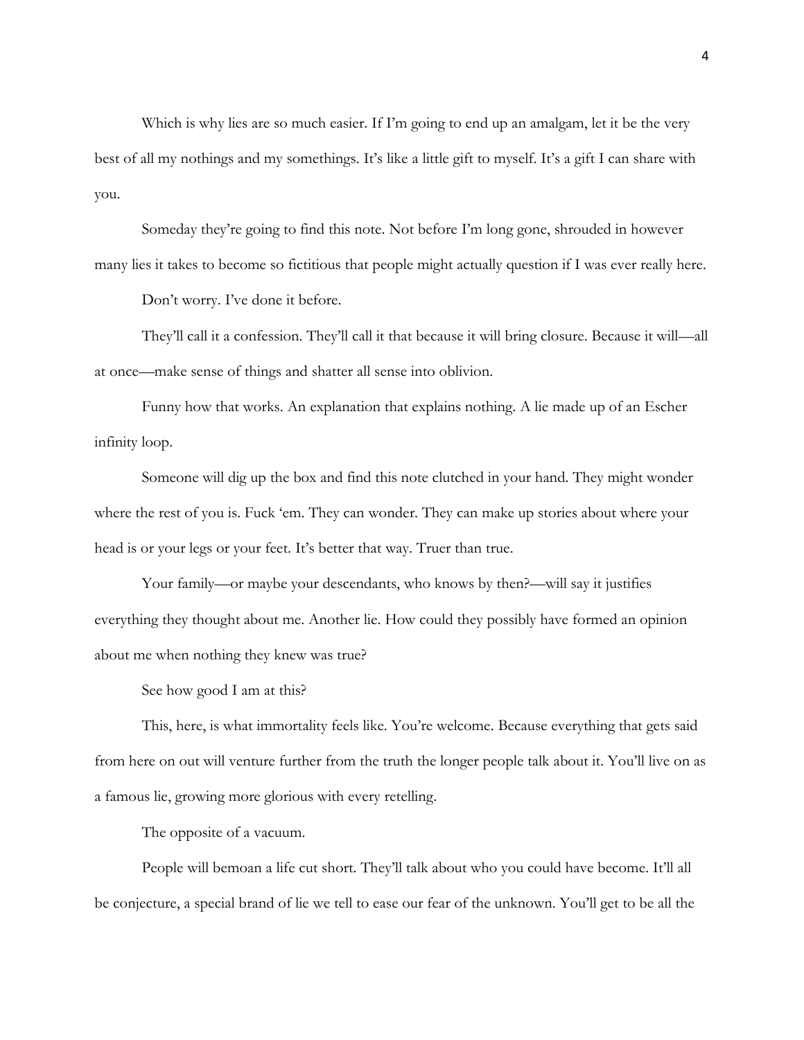Which is why lies are so much easier. If I'm going to end up an amalgam, let it be the very best of all my nothings and my somethings. It's like a little gift to myself. It's a gift I can share with you.

Someday they're going to find this note. Not before I'm long gone, shrouded in however many lies it takes to become so fictitious that people might actually question if I was ever really here.

Don't worry. I've done it before.

They'll call it a confession. They'll call it that because it will bring closure. Because it will—all at once—make sense of things and shatter all sense into oblivion.

Funny how that works. An explanation that explains nothing. A lie made up of an Escher infinity loop.

Someone will dig up the box and find this note clutched in your hand. They might wonder where the rest of you is. Fuck 'em. They can wonder. They can make up stories about where your head is or your legs or your feet. It's better that way. Truer than true.

Your family—or maybe your descendants, who knows by then?—will say it justifies everything they thought about me. Another lie. How could they possibly have formed an opinion about me when nothing they knew was true?

See how good I am at this?

This, here, is what immortality feels like. You're welcome. Because everything that gets said from here on out will venture further from the truth the longer people talk about it. You'll live on as a famous lie, growing more glorious with every retelling.

The opposite of a vacuum.

People will bemoan a life cut short. They'll talk about who you could have become. It'll all be conjecture, a special brand of lie we tell to ease our fear of the unknown. You'll get to be all the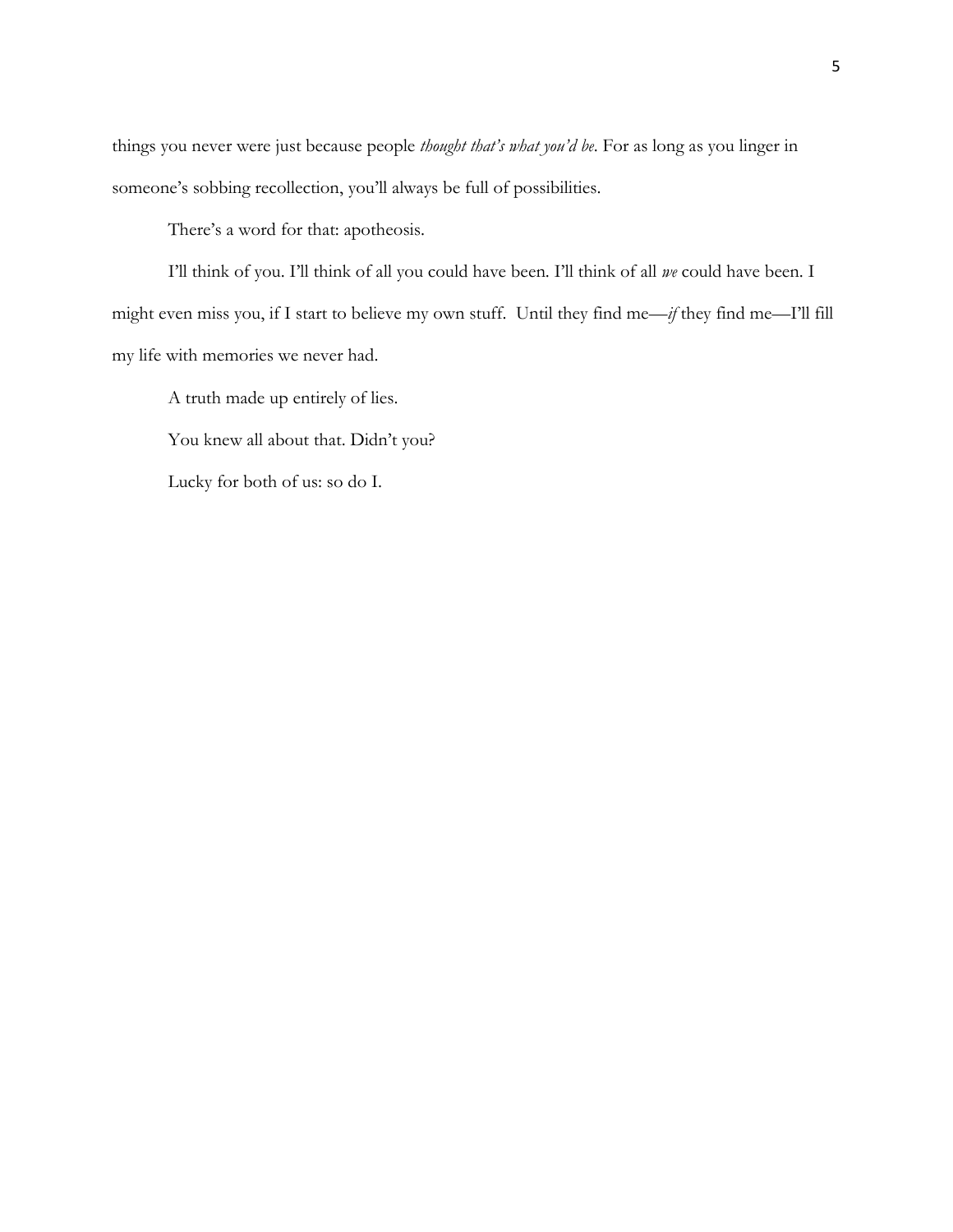things you never were just because people *thought that's what you'd be*. For as long as you linger in someone's sobbing recollection, you'll always be full of possibilities.

There's a word for that: apotheosis.

I'll think of you. I'll think of all you could have been. I'll think of all *we* could have been. I might even miss you, if I start to believe my own stuff. Until they find me—*if* they find me—I'll fill my life with memories we never had.

A truth made up entirely of lies.

You knew all about that. Didn't you?

Lucky for both of us: so do I.